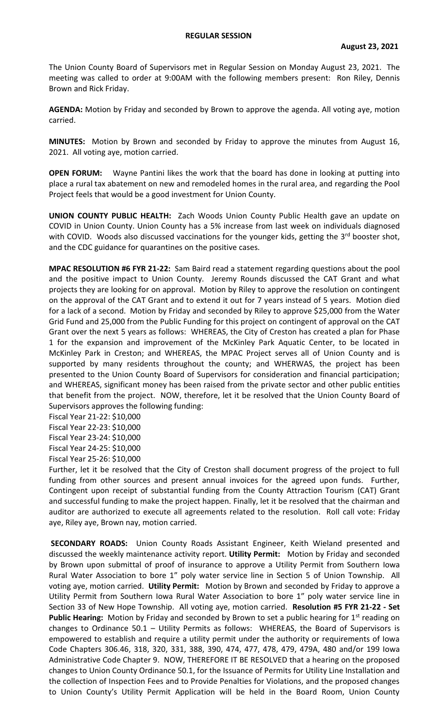**REGULAR SESSION**

**August 23, 2021**

The Union County Board of Supervisors met in Regular Session on Monday August 23, 2021. The meeting was called to order at 9:00AM with the following members present: Ron Riley, Dennis Brown and Rick Friday.

**AGENDA:** Motion by Friday and seconded by Brown to approve the agenda. All voting aye, motion carried.

**MINUTES:** Motion by Brown and seconded by Friday to approve the minutes from August 16, 2021. All voting aye, motion carried.

**OPEN FORUM:** Wayne Pantini likes the work that the board has done in looking at putting into place a rural tax abatement on new and remodeled homes in the rural area, and regarding the Pool Project feels that would be a good investment for Union County.

**UNION COUNTY PUBLIC HEALTH:** Zach Woods Union County Public Health gave an update on COVID in Union County. Union County has a 5% increase from last week on individuals diagnosed with COVID. Woods also discussed vaccinations for the younger kids, getting the 3rd booster shot, and the CDC guidance for quarantines on the positive cases.

**MPAC RESOLUTION #6 FYR 21-22:** Sam Baird read a statement regarding questions about the pool and the positive impact to Union County. Jeremy Rounds discussed the CAT Grant and what projects they are looking for on approval. Motion by Riley to approve the resolution on contingent on the approval of the CAT Grant and to extend it out for 7 years instead of 5 years. Motion died for a lack of a second. Motion by Friday and seconded by Riley to approve $25,000 from the Water Grid Fund and 25,000 from the Public Funding for this project on contingent of approval on the CAT Grant over the next 5 years as follows: WHEREAS, the City of Creston has created a plan for Phase 1 for the expansion and improvement of the McKinley Park Aquatic Center, to be located in McKinley Park in Creston; and WHEREAS, the MPAC Project serves all of Union County and is supported by many residents throughout the county; and WHERWAS, the project has been presented to the Union County Board of Supervisors for consideration and financial participation; and WHEREAS, significant money has been raised from the private sector and other public entities that benefit from the project. NOW, therefore, let it be resolved that the Union County Board of Supervisors approves the following funding:

Fiscal Year 21-22: $10,000
Fiscal Year 22-23: $10,000
Fiscal Year 23-24: $10,000
Fiscal Year 24-25: $10,000
Fiscal Year 25-26: $10,000

Further, let it be resolved that the City of Creston shall document progress of the project to full funding from other sources and present annual invoices for the agreed upon funds. Further, Contingent upon receipt of substantial funding from the County Attraction Tourism (CAT) Grant and successful funding to make the project happen. Finally, let it be resolved that the chairman and auditor are authorized to execute all agreements related to the resolution. Roll call vote: Friday aye, Riley aye, Brown nay, motion carried.

**SECONDARY ROADS:** Union County Roads Assistant Engineer, Keith Wieland presented and discussed the weekly maintenance activity report. **Utility Permit:** Motion by Friday and seconded by Brown upon submittal of proof of insurance to approve a Utility Permit from Southern Iowa Rural Water Association to bore 1" poly water service line in Section 5 of Union Township. All voting aye, motion carried. **Utility Permit:** Motion by Brown and seconded by Friday to approve a Utility Permit from Southern Iowa Rural Water Association to bore 1" poly water service line in Section 33 of New Hope Township. All voting aye, motion carried. **Resolution #5 FYR 21-22 - Set Public Hearing:** Motion by Friday and seconded by Brown to set a public hearing for 1st reading on changes to Ordinance 50.1 – Utility Permits as follows: WHEREAS, the Board of Supervisors is empowered to establish and require a utility permit under the authority or requirements of Iowa Code Chapters 306.46, 318, 320, 331, 388, 390, 474, 477, 478, 479, 479A, 480 and/or 199 Iowa Administrative Code Chapter 9. NOW, THEREFORE IT BE RESOLVED that a hearing on the proposed changes to Union County Ordinance 50.1, for the Issuance of Permits for Utility Line Installation and the collection of Inspection Fees and to Provide Penalties for Violations, and the proposed changes to Union County's Utility Permit Application will be held in the Board Room, Union County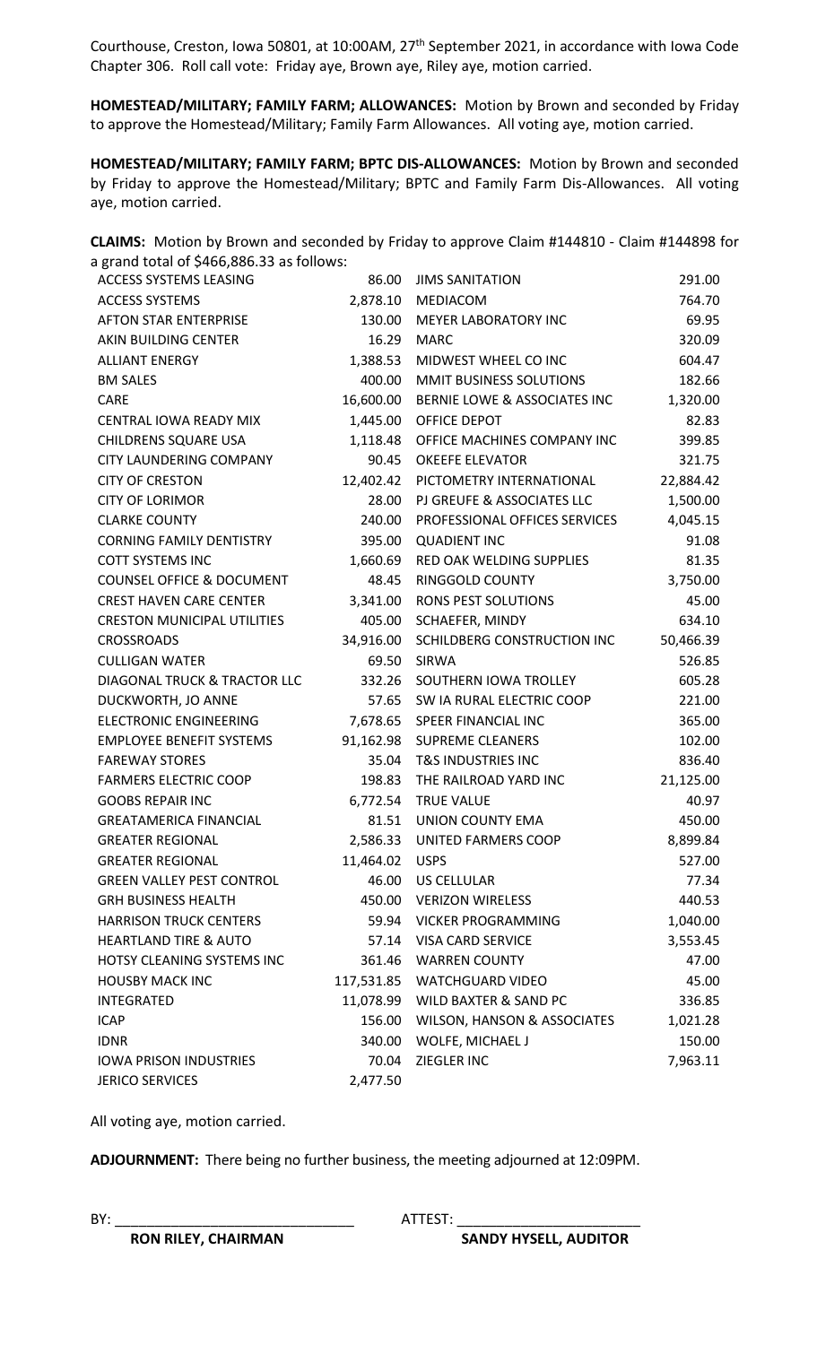Courthouse, Creston, Iowa 50801, at 10:00AM, 27th September 2021, in accordance with Iowa Code Chapter 306. Roll call vote: Friday aye, Brown aye, Riley aye, motion carried.

**HOMESTEAD/MILITARY; FAMILY FARM; ALLOWANCES:** Motion by Brown and seconded by Friday to approve the Homestead/Military; Family Farm Allowances. All voting aye, motion carried.

**HOMESTEAD/MILITARY; FAMILY FARM; BPTC DIS-ALLOWANCES:** Motion by Brown and seconded by Friday to approve the Homestead/Military; BPTC and Family Farm Dis-Allowances. All voting aye, motion carried.

**CLAIMS:** Motion by Brown and seconded by Friday to approve Claim #144810 - Claim #144898 for a grand total of $466,886.33 as follows:

| | | | |
|---|---|---|---|
| ACCESS SYSTEMS LEASING | 86.00 | JIMS SANITATION | 291.00 |
| ACCESS SYSTEMS | 2,878.10 | MEDIACOM | 764.70 |
| AFTON STAR ENTERPRISE | 130.00 | MEYER LABORATORY INC | 69.95 |
| AKIN BUILDING CENTER | 16.29 | MARC | 320.09 |
| ALLIANT ENERGY | 1,388.53 | MIDWEST WHEEL CO INC | 604.47 |
| BM SALES | 400.00 | MMIT BUSINESS SOLUTIONS | 182.66 |
| CARE | 16,600.00 | BERNIE LOWE & ASSOCIATES INC | 1,320.00 |
| CENTRAL IOWA READY MIX | 1,445.00 | OFFICE DEPOT | 82.83 |
| CHILDRENS SQUARE USA | 1,118.48 | OFFICE MACHINES COMPANY INC | 399.85 |
| CITY LAUNDERING COMPANY | 90.45 | OKEEFE ELEVATOR | 321.75 |
| CITY OF CRESTON | 12,402.42 | PICTOMETRY INTERNATIONAL | 22,884.42 |
| CITY OF LORIMOR | 28.00 | PJ GREUFE & ASSOCIATES LLC | 1,500.00 |
| CLARKE COUNTY | 240.00 | PROFESSIONAL OFFICES SERVICES | 4,045.15 |
| CORNING FAMILY DENTISTRY | 395.00 | QUADIENT INC | 91.08 |
| COTT SYSTEMS INC | 1,660.69 | RED OAK WELDING SUPPLIES | 81.35 |
| COUNSEL OFFICE & DOCUMENT | 48.45 | RINGGOLD COUNTY | 3,750.00 |
| CREST HAVEN CARE CENTER | 3,341.00 | RONS PEST SOLUTIONS | 45.00 |
| CRESTON MUNICIPAL UTILITIES | 405.00 | SCHAEFER, MINDY | 634.10 |
| CROSSROADS | 34,916.00 | SCHILDBERG CONSTRUCTION INC | 50,466.39 |
| CULLIGAN WATER | 69.50 | SIRWA | 526.85 |
| DIAGONAL TRUCK & TRACTOR LLC | 332.26 | SOUTHERN IOWA TROLLEY | 605.28 |
| DUCKWORTH, JO ANNE | 57.65 | SW IA RURAL ELECTRIC COOP | 221.00 |
| ELECTRONIC ENGINEERING | 7,678.65 | SPEER FINANCIAL INC | 365.00 |
| EMPLOYEE BENEFIT SYSTEMS | 91,162.98 | SUPREME CLEANERS | 102.00 |
| FAREWAY STORES | 35.04 | T&S INDUSTRIES INC | 836.40 |
| FARMERS ELECTRIC COOP | 198.83 | THE RAILROAD YARD INC | 21,125.00 |
| GOOBS REPAIR INC | 6,772.54 | TRUE VALUE | 40.97 |
| GREATAMERICA FINANCIAL | 81.51 | UNION COUNTY EMA | 450.00 |
| GREATER REGIONAL | 2,586.33 | UNITED FARMERS COOP | 8,899.84 |
| GREATER REGIONAL | 11,464.02 | USPS | 527.00 |
| GREEN VALLEY PEST CONTROL | 46.00 | US CELLULAR | 77.34 |
| GRH BUSINESS HEALTH | 450.00 | VERIZON WIRELESS | 440.53 |
| HARRISON TRUCK CENTERS | 59.94 | VICKER PROGRAMMING | 1,040.00 |
| HEARTLAND TIRE & AUTO | 57.14 | VISA CARD SERVICE | 3,553.45 |
| HOTSY CLEANING SYSTEMS INC | 361.46 | WARREN COUNTY | 47.00 |
| HOUSBY MACK INC | 117,531.85 | WATCHGUARD VIDEO | 45.00 |
| INTEGRATED | 11,078.99 | WILD BAXTER & SAND PC | 336.85 |
| ICAP | 156.00 | WILSON, HANSON & ASSOCIATES | 1,021.28 |
| IDNR | 340.00 | WOLFE, MICHAEL J | 150.00 |
| IOWA PRISON INDUSTRIES | 70.04 | ZIEGLER INC | 7,963.11 |
| JERICO SERVICES | 2,477.50 | | |

All voting aye, motion carried.

**ADJOURNMENT:** There being no further business, the meeting adjourned at 12:09PM.

BY: ______________________________ ATTEST: ______________________

**RON RILEY, CHAIRMAN** **SANDY HYSELL, AUDITOR**